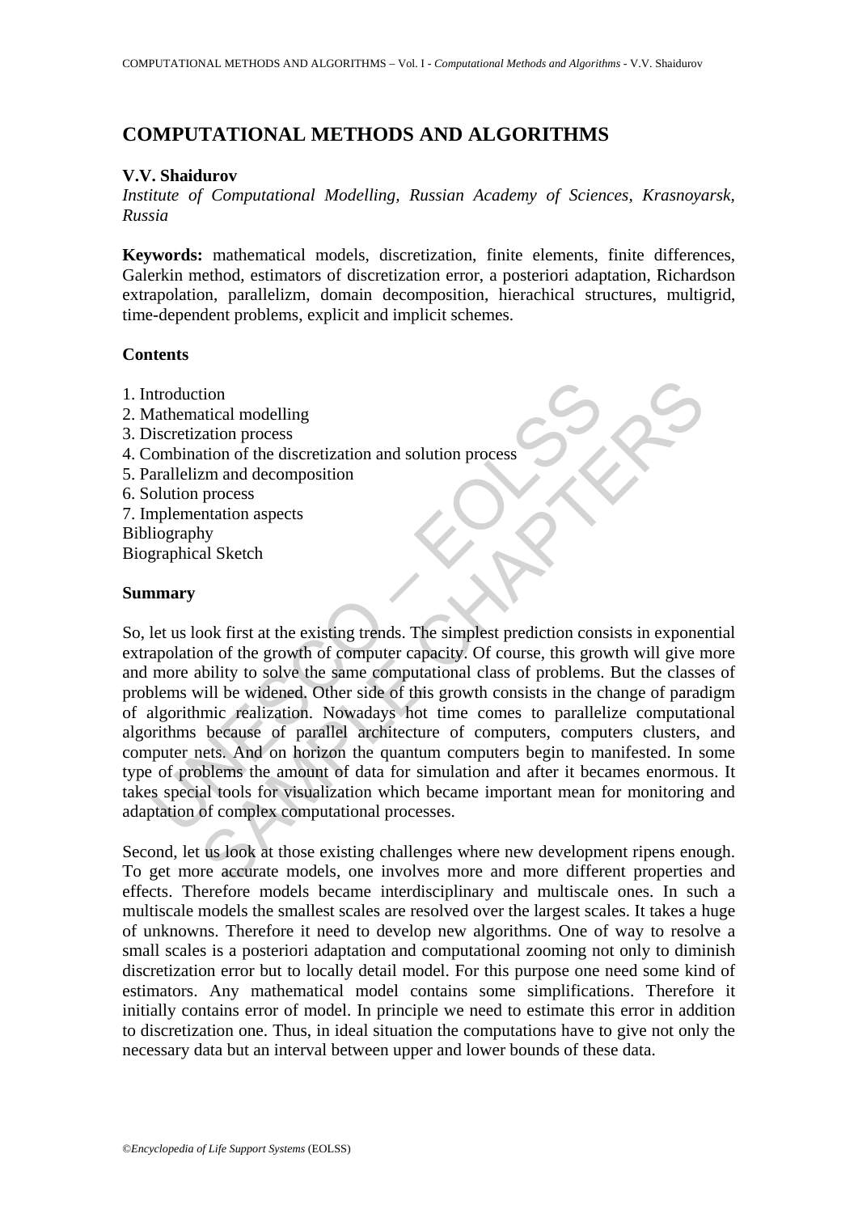# COMPUTATIONAL METHODS AND ALGORITHMS

**V.V. Shaidurov**

*Institute of Computational Modelling, Russian Academy of Sciences, Krasnoyarsk, Russia*

**Keywords:** mathematical models, discretization, finite elements, finite differences, Galerkin method, estimators of discretization error, a posteriori adaptation, Richardson extrapolation, parallelizm, domain decomposition, hierachical structures, multigrid, time-dependent problems, explicit and implicit schemes.

## Contents

1. Introduction
2. Mathematical modelling
3. Discretization process
4. Combination of the discretization and solution process
5. Parallelizm and decomposition
6. Solution process
7. Implementation aspects

Bibliography

Biographical Sketch

## Summary

So, let us look first at the existing trends. The simplest prediction consists in exponential extrapolation of the growth of computer capacity. Of course, this growth will give more and more ability to solve the same computational class of problems. But the classes of problems will be widened. Other side of this growth consists in the change of paradigm of algorithmic realization. Nowadays hot time comes to parallelize computational algorithms because of parallel architecture of computers, computers clusters, and computer nets. And on horizon the quantum computers begin to manifested. In some type of problems the amount of data for simulation and after it becames enormous. It takes special tools for visualization which became important mean for monitoring and adaptation of complex computational processes.

Second, let us look at those existing challenges where new development ripens enough. To get more accurate models, one involves more and more different properties and effects. Therefore models became interdisciplinary and multiscale ones. In such a multiscale models the smallest scales are resolved over the largest scales. It takes a huge of unknowns. Therefore it need to develop new algorithms. One of way to resolve a small scales is a posteriori adaptation and computational zooming not only to diminish discretization error but to locally detail model. For this purpose one need some kind of estimators. Any mathematical model contains some simplifications. Therefore it initially contains error of model. In principle we need to estimate this error in addition to discretization one. Thus, in ideal situation the computations have to give not only the necessary data but an interval between upper and lower bounds of these data.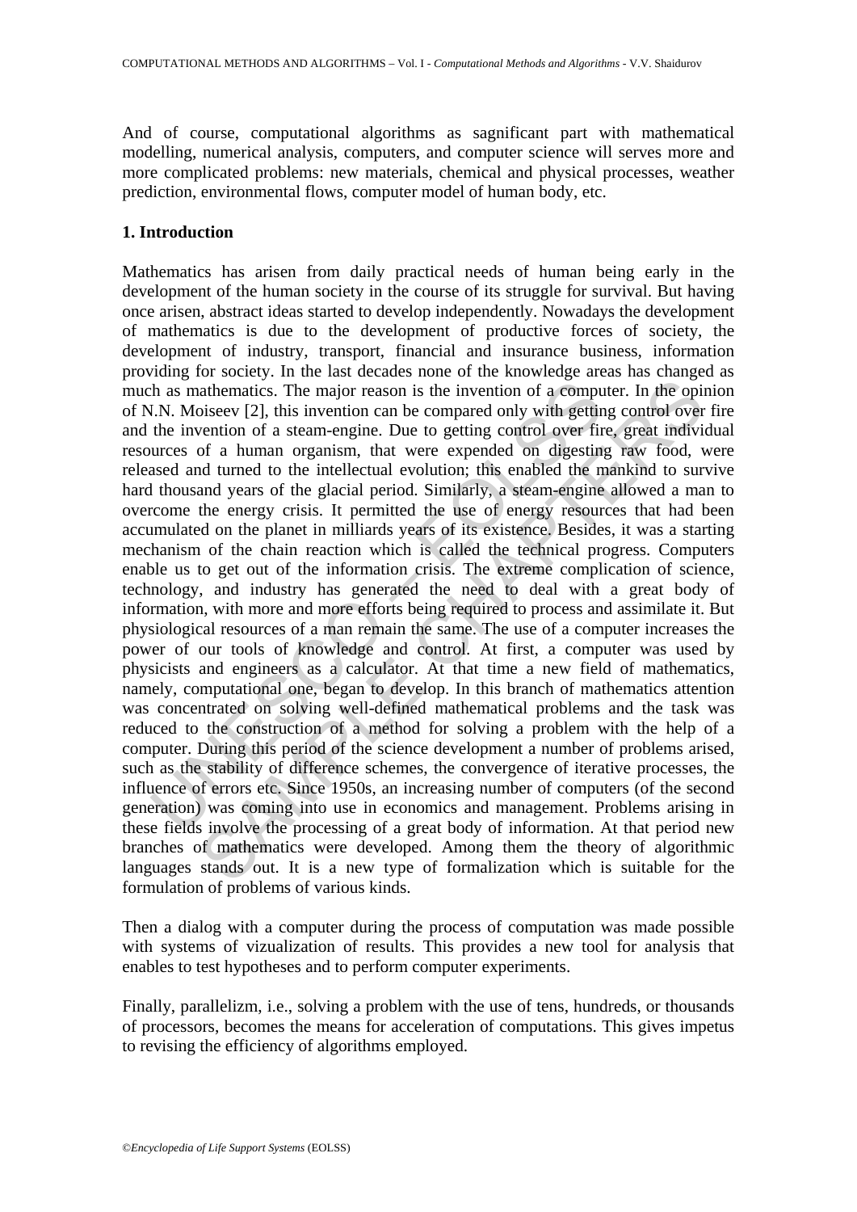And of course, computational algorithms as sagnificant part with mathematical modelling, numerical analysis, computers, and computer science will serves more and more complicated problems: new materials, chemical and physical processes, weather prediction, environmental flows, computer model of human body, etc.

## 1. Introduction

Mathematics has arisen from daily practical needs of human being early in the development of the human society in the course of its struggle for survival. But having once arisen, abstract ideas started to develop independently. Nowadays the development of mathematics is due to the development of productive forces of society, the development of industry, transport, financial and insurance business, information providing for society. In the last decades none of the knowledge areas has changed as much as mathematics. The major reason is the invention of a computer. In the opinion of N.N. Moiseev [2], this invention can be compared only with getting control over fire and the invention of a steam-engine. Due to getting control over fire, great individual resources of a human organism, that were expended on digesting raw food, were released and turned to the intellectual evolution; this enabled the mankind to survive hard thousand years of the glacial period. Similarly, a steam-engine allowed a man to overcome the energy crisis. It permitted the use of energy resources that had been accumulated on the planet in milliards years of its existence. Besides, it was a starting mechanism of the chain reaction which is called the technical progress. Computers enable us to get out of the information crisis. The extreme complication of science, technology, and industry has generated the need to deal with a great body of information, with more and more efforts being required to process and assimilate it. But physiological resources of a man remain the same. The use of a computer increases the power of our tools of knowledge and control. At first, a computer was used by physicists and engineers as a calculator. At that time a new field of mathematics, namely, computational one, began to develop. In this branch of mathematics attention was concentrated on solving well-defined mathematical problems and the task was reduced to the construction of a method for solving a problem with the help of a computer. During this period of the science development a number of problems arised, such as the stability of difference schemes, the convergence of iterative processes, the influence of errors etc. Since 1950s, an increasing number of computers (of the second generation) was coming into use in economics and management. Problems arising in these fields involve the processing of a great body of information. At that period new branches of mathematics were developed. Among them the theory of algorithmic languages stands out. It is a new type of formalization which is suitable for the formulation of problems of various kinds.

Then a dialog with a computer during the process of computation was made possible with systems of vizualization of results. This provides a new tool for analysis that enables to test hypotheses and to perform computer experiments.

Finally, parallelizm, i.e., solving a problem with the use of tens, hundreds, or thousands of processors, becomes the means for acceleration of computations. This gives impetus to revising the efficiency of algorithms employed.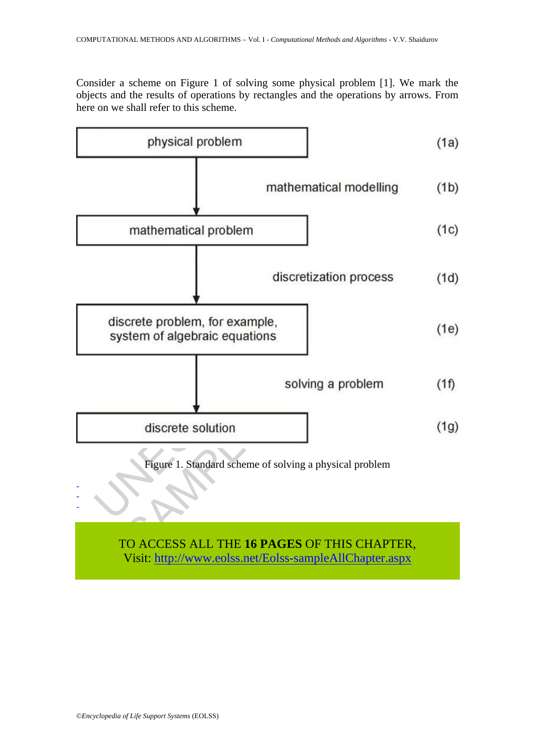Consider a scheme on Figure 1 of solving some physical problem [1]. We mark the objects and the results of operations by rectangles and the operations by arrows. From here on we shall refer to this scheme.

physical problem (1a)

mathematical modelling (1b)

mathematical problem (1c)

discretization process (1d)

discrete problem, for example, system of algebraic equations (1e)

solving a problem (1f)

discrete solution (1g)

Figure 1. Standard scheme of solving a physical problem

TO ACCESS ALL THE **16 PAGES** OF THIS CHAPTER,
Visit: http://www.eolss.net/Eolss-sampleAllChapter.aspx